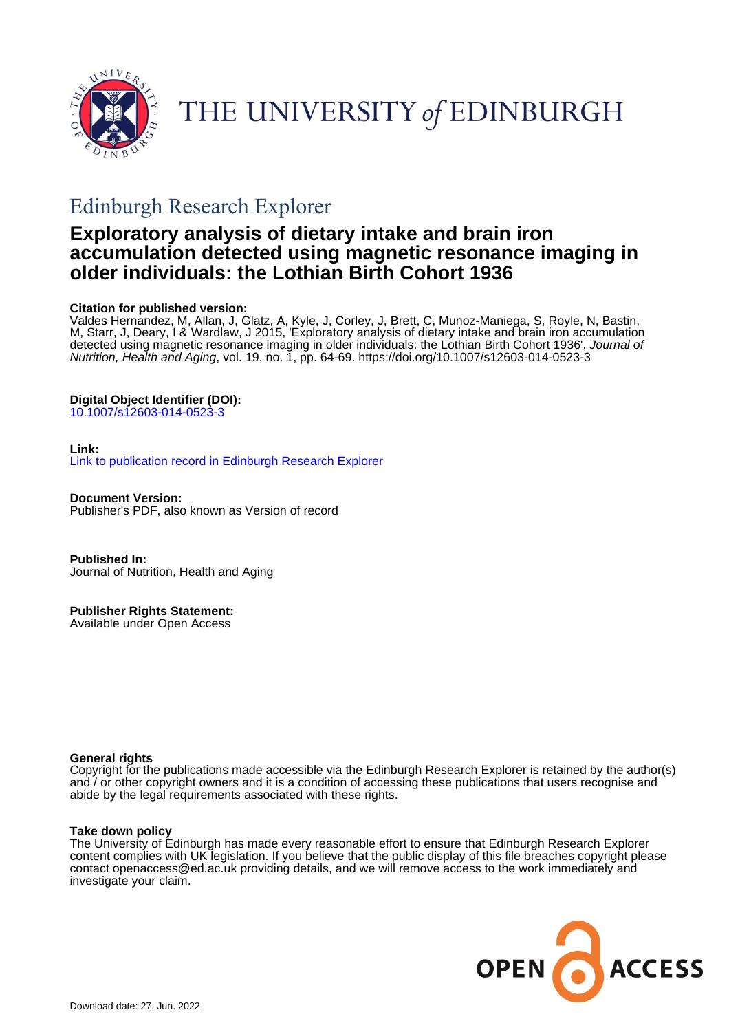THE UNIVERSITY *of* EDINBURGH

# Edinburgh Research Explorer

## Exploratory analysis of dietary intake and brain iron accumulation detected using magnetic resonance imaging in older individuals: the Lothian Birth Cohort 1936

**Citation for published version:**
Valdes Hernandez, M, Allan, J, Glatz, A, Kyle, J, Corley, J, Brett, C, Munoz-Maniega, S, Royle, N, Bastin, M, Starr, J, Deary, I & Wardlaw, J 2015, 'Exploratory analysis of dietary intake and brain iron accumulation detected using magnetic resonance imaging in older individuals: the Lothian Birth Cohort 1936', *Journal of Nutrition, Health and Aging*, vol. 19, no. 1, pp. 64-69. https://doi.org/10.1007/s12603-014-0523-3

**Digital Object Identifier (DOI):**
10.1007/s12603-014-0523-3

**Link:**
Link to publication record in Edinburgh Research Explorer

**Document Version:**
Publisher's PDF, also known as Version of record

**Published In:**
Journal of Nutrition, Health and Aging

**Publisher Rights Statement:**
Available under Open Access

**General rights**
Copyright for the publications made accessible via the Edinburgh Research Explorer is retained by the author(s) and / or other copyright owners and it is a condition of accessing these publications that users recognise and abide by the legal requirements associated with these rights.

**Take down policy**
The University of Edinburgh has made every reasonable effort to ensure that Edinburgh Research Explorer content complies with UK legislation. If you believe that the public display of this file breaches copyright please contact openaccess@ed.ac.uk providing details, and we will remove access to the work immediately and investigate your claim.

Download date: 27. Jun. 2022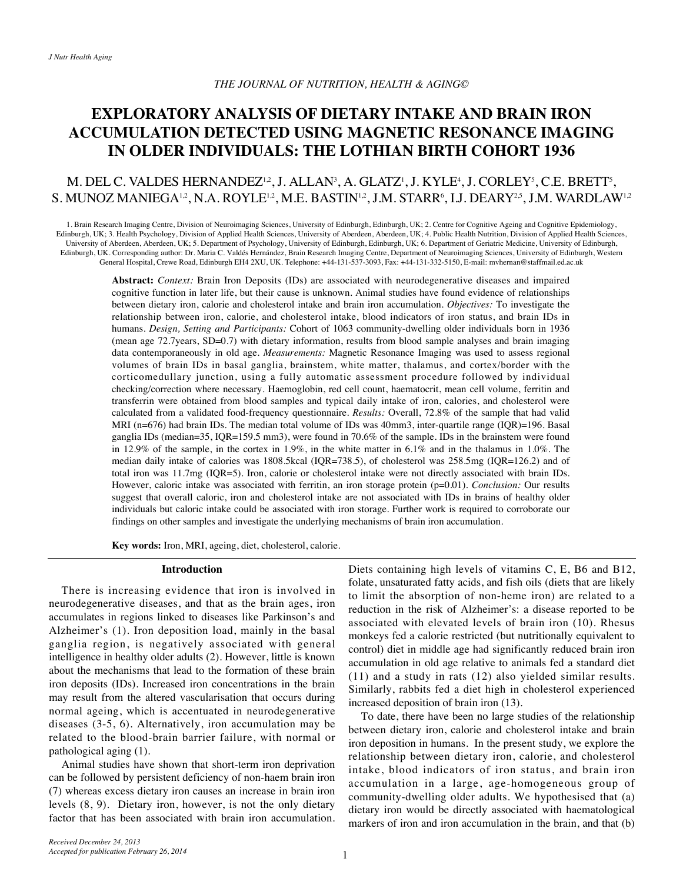# EXPLORATORY ANALYSIS OF DIETARY INTAKE AND BRAIN IRON ACCUMULATION DETECTED USING MAGNETIC RESONANCE IMAGING IN OLDER INDIVIDUALS: THE LOTHIAN BIRTH COHORT 1936

M. DEL C. VALDES HERNANDEZ[1,2], J. ALLAN[3], A. GLATZ[1], J. KYLE[4], J. CORLEY[5], C.E. BRETT[5], S. MUNOZ MANIEGA[1,2], N.A. ROYLE[1,2], M.E. BASTIN[1,2], J.M. STARR[6], I.J. DEARY[2,5], J.M. WARDLAW[1,2]

1. Brain Research Imaging Centre, Division of Neuroimaging Sciences, University of Edinburgh, Edinburgh, UK; 2. Centre for Cognitive Ageing and Cognitive Epidemiology, Edinburgh, UK; 3. Health Psychology, Division of Applied Health Sciences, University of Aberdeen, Aberdeen, UK; 4. Public Health Nutrition, Division of Applied Health Sciences, University of Aberdeen, Aberdeen, UK; 5. Department of Psychology, University of Edinburgh, Edinburgh, UK; 6. Department of Geriatric Medicine, University of Edinburgh, Edinburgh, UK. Corresponding author: Dr. Maria C. Valdés Hernández, Brain Research Imaging Centre, Department of Neuroimaging Sciences, University of Edinburgh, Western General Hospital, Crewe Road, Edinburgh EH4 2XU, UK. Telephone: +44-131-537-3093, Fax: +44-131-332-5150, E-mail: mvhernan@staffmail.ed.ac.uk

**Abstract:** *Context:* Brain Iron Deposits (IDs) are associated with neurodegenerative diseases and impaired cognitive function in later life, but their cause is unknown. Animal studies have found evidence of relationships between dietary iron, calorie and cholesterol intake and brain iron accumulation. *Objectives:* To investigate the relationship between iron, calorie, and cholesterol intake, blood indicators of iron status, and brain IDs in humans. *Design, Setting and Participants:* Cohort of 1063 community-dwelling older individuals born in 1936 (mean age 72.7years, SD=0.7) with dietary information, results from blood sample analyses and brain imaging data contemporaneously in old age. *Measurements:* Magnetic Resonance Imaging was used to assess regional volumes of brain IDs in basal ganglia, brainstem, white matter, thalamus, and cortex/border with the corticomedullary junction, using a fully automatic assessment procedure followed by individual checking/correction where necessary. Haemoglobin, red cell count, haematocrit, mean cell volume, ferritin and transferrin were obtained from blood samples and typical daily intake of iron, calories, and cholesterol were calculated from a validated food-frequency questionnaire. *Results:* Overall, 72.8% of the sample that had valid MRI (n=676) had brain IDs. The median total volume of IDs was 40mm3, inter-quartile range (IQR)=196. Basal ganglia IDs (median=35, IQR=159.5 mm3), were found in 70.6% of the sample. IDs in the brainstem were found in 12.9% of the sample, in the cortex in 1.9%, in the white matter in 6.1% and in the thalamus in 1.0%. The median daily intake of calories was 1808.5kcal (IQR=738.5), of cholesterol was 258.5mg (IQR=126.2) and of total iron was 11.7mg (IQR=5). Iron, calorie or cholesterol intake were not directly associated with brain IDs. However, caloric intake was associated with ferritin, an iron storage protein (p=0.01). *Conclusion:* Our results suggest that overall caloric, iron and cholesterol intake are not associated with IDs in brains of healthy older individuals but caloric intake could be associated with iron storage. Further work is required to corroborate our findings on other samples and investigate the underlying mechanisms of brain iron accumulation.

**Key words:** Iron, MRI, ageing, diet, cholesterol, calorie.

## Introduction

There is increasing evidence that iron is involved in neurodegenerative diseases, and that as the brain ages, iron accumulates in regions linked to diseases like Parkinson's and Alzheimer's (1). Iron deposition load, mainly in the basal ganglia region, is negatively associated with general intelligence in healthy older adults (2). However, little is known about the mechanisms that lead to the formation of these brain iron deposits (IDs). Increased iron concentrations in the brain may result from the altered vascularisation that occurs during normal ageing, which is accentuated in neurodegenerative diseases (3-5, 6). Alternatively, iron accumulation may be related to the blood-brain barrier failure, with normal or pathological aging (1).

Animal studies have shown that short-term iron deprivation can be followed by persistent deficiency of non-haem brain iron (7) whereas excess dietary iron causes an increase in brain iron levels (8, 9). Dietary iron, however, is not the only dietary factor that has been associated with brain iron accumulation. Diets containing high levels of vitamins C, E, B6 and B12, folate, unsaturated fatty acids, and fish oils (diets that are likely to limit the absorption of non-heme iron) are related to a reduction in the risk of Alzheimer's: a disease reported to be associated with elevated levels of brain iron (10). Rhesus monkeys fed a calorie restricted (but nutritionally equivalent to control) diet in middle age had significantly reduced brain iron accumulation in old age relative to animals fed a standard diet (11) and a study in rats (12) also yielded similar results. Similarly, rabbits fed a diet high in cholesterol experienced increased deposition of brain iron (13).

To date, there have been no large studies of the relationship between dietary iron, calorie and cholesterol intake and brain iron deposition in humans. In the present study, we explore the relationship between dietary iron, calorie, and cholesterol intake, blood indicators of iron status, and brain iron accumulation in a large, age-homogeneous group of community-dwelling older adults. We hypothesised that (a) dietary iron would be directly associated with haematological markers of iron and iron accumulation in the brain, and that (b)

Received December 24, 2013
Accepted for publication February 26, 2014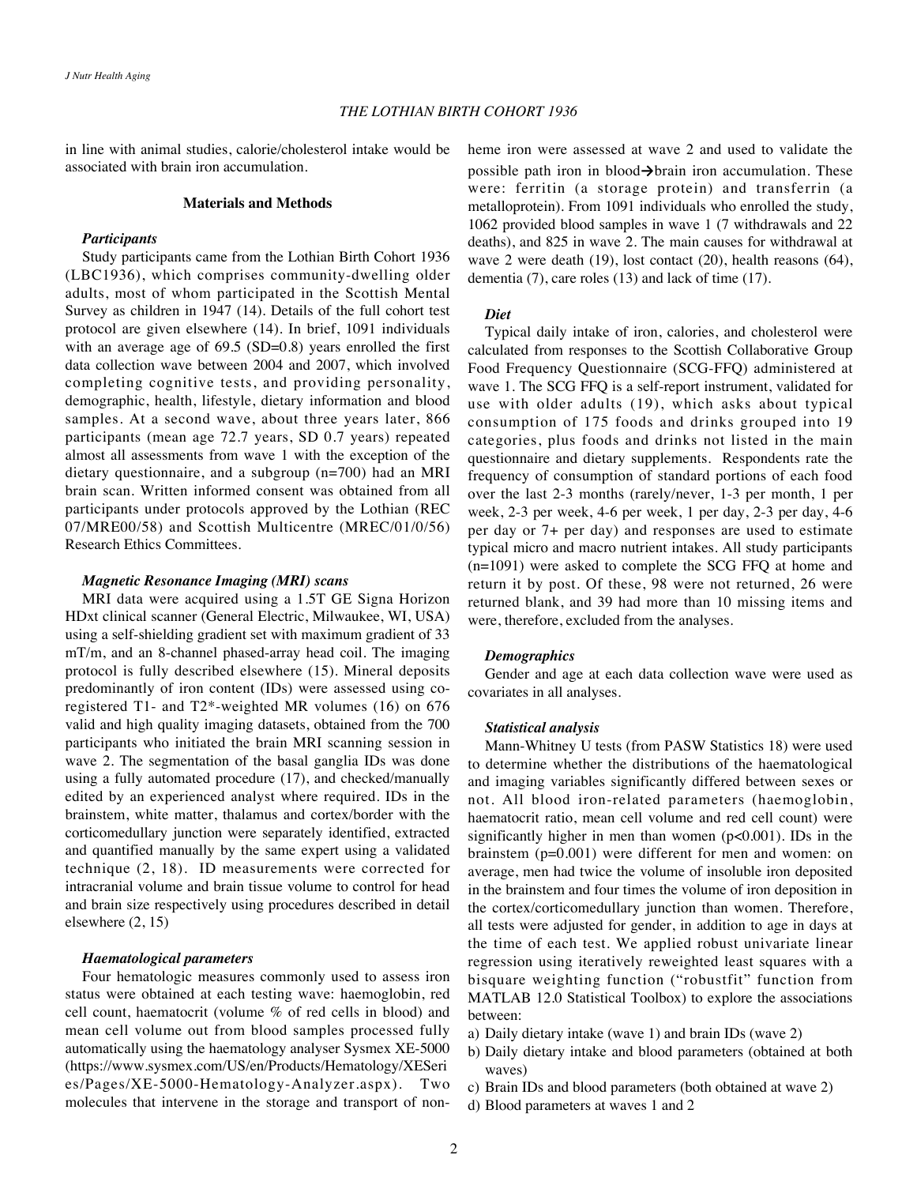in line with animal studies, calorie/cholesterol intake would be associated with brain iron accumulation.

## Materials and Methods

### *Participants*

Study participants came from the Lothian Birth Cohort 1936 (LBC1936), which comprises community-dwelling older adults, most of whom participated in the Scottish Mental Survey as children in 1947 (14). Details of the full cohort test protocol are given elsewhere (14). In brief, 1091 individuals with an average age of 69.5 (SD=0.8) years enrolled the first data collection wave between 2004 and 2007, which involved completing cognitive tests, and providing personality, demographic, health, lifestyle, dietary information and blood samples. At a second wave, about three years later, 866 participants (mean age 72.7 years, SD 0.7 years) repeated almost all assessments from wave 1 with the exception of the dietary questionnaire, and a subgroup (n=700) had an MRI brain scan. Written informed consent was obtained from all participants under protocols approved by the Lothian (REC 07/MRE00/58) and Scottish Multicentre (MREC/01/0/56) Research Ethics Committees.

### *Magnetic Resonance Imaging (MRI) scans*

MRI data were acquired using a 1.5T GE Signa Horizon HDxt clinical scanner (General Electric, Milwaukee, WI, USA) using a self-shielding gradient set with maximum gradient of 33 mT/m, and an 8-channel phased-array head coil. The imaging protocol is fully described elsewhere (15). Mineral deposits predominantly of iron content (IDs) were assessed using co-registered T1- and T2*-weighted MR volumes (16) on 676 valid and high quality imaging datasets, obtained from the 700 participants who initiated the brain MRI scanning session in wave 2. The segmentation of the basal ganglia IDs was done using a fully automated procedure (17), and checked/manually edited by an experienced analyst where required. IDs in the brainstem, white matter, thalamus and cortex/border with the corticomedullary junction were separately identified, extracted and quantified manually by the same expert using a validated technique (2, 18). ID measurements were corrected for intracranial volume and brain tissue volume to control for head and brain size respectively using procedures described in detail elsewhere (2, 15)

### *Haematological parameters*

Four hematologic measures commonly used to assess iron status were obtained at each testing wave: haemoglobin, red cell count, haematocrit (volume % of red cells in blood) and mean cell volume out from blood samples processed fully automatically using the haematology analyser Sysmex XE-5000 (https://www.sysmex.com/US/en/Products/Hematology/XESeries/Pages/XE-5000-Hematology-Analyzer.aspx). Two molecules that intervene in the storage and transport of non-heme iron were assessed at wave 2 and used to validate the possible path iron in blood→brain iron accumulation. These were: ferritin (a storage protein) and transferrin (a metalloprotein). From 1091 individuals who enrolled the study, 1062 provided blood samples in wave 1 (7 withdrawals and 22 deaths), and 825 in wave 2. The main causes for withdrawal at wave 2 were death (19), lost contact (20), health reasons (64), dementia (7), care roles (13) and lack of time (17).

### *Diet*

Typical daily intake of iron, calories, and cholesterol were calculated from responses to the Scottish Collaborative Group Food Frequency Questionnaire (SCG-FFQ) administered at wave 1. The SCG FFQ is a self-report instrument, validated for use with older adults (19), which asks about typical consumption of 175 foods and drinks grouped into 19 categories, plus foods and drinks not listed in the main questionnaire and dietary supplements. Respondents rate the frequency of consumption of standard portions of each food over the last 2-3 months (rarely/never, 1-3 per month, 1 per week, 2-3 per week, 4-6 per week, 1 per day, 2-3 per day, 4-6 per day or 7+ per day) and responses are used to estimate typical micro and macro nutrient intakes. All study participants (n=1091) were asked to complete the SCG FFQ at home and return it by post. Of these, 98 were not returned, 26 were returned blank, and 39 had more than 10 missing items and were, therefore, excluded from the analyses.

### *Demographics*

Gender and age at each data collection wave were used as covariates in all analyses.

### *Statistical analysis*

Mann-Whitney U tests (from PASW Statistics 18) were used to determine whether the distributions of the haematological and imaging variables significantly differed between sexes or not. All blood iron-related parameters (haemoglobin, haematocrit ratio, mean cell volume and red cell count) were significantly higher in men than women ($p<0.001$). IDs in the brainstem ($p=0.001$) were different for men and women: on average, men had twice the volume of insoluble iron deposited in the brainstem and four times the volume of iron deposition in the cortex/corticomedullary junction than women. Therefore, all tests were adjusted for gender, in addition to age in days at the time of each test. We applied robust univariate linear regression using iteratively reweighted least squares with a bisquare weighting function ("robustfit" function from MATLAB 12.0 Statistical Toolbox) to explore the associations between:

a) Daily dietary intake (wave 1) and brain IDs (wave 2)
b) Daily dietary intake and blood parameters (obtained at both waves)
c) Brain IDs and blood parameters (both obtained at wave 2)
d) Blood parameters at waves 1 and 2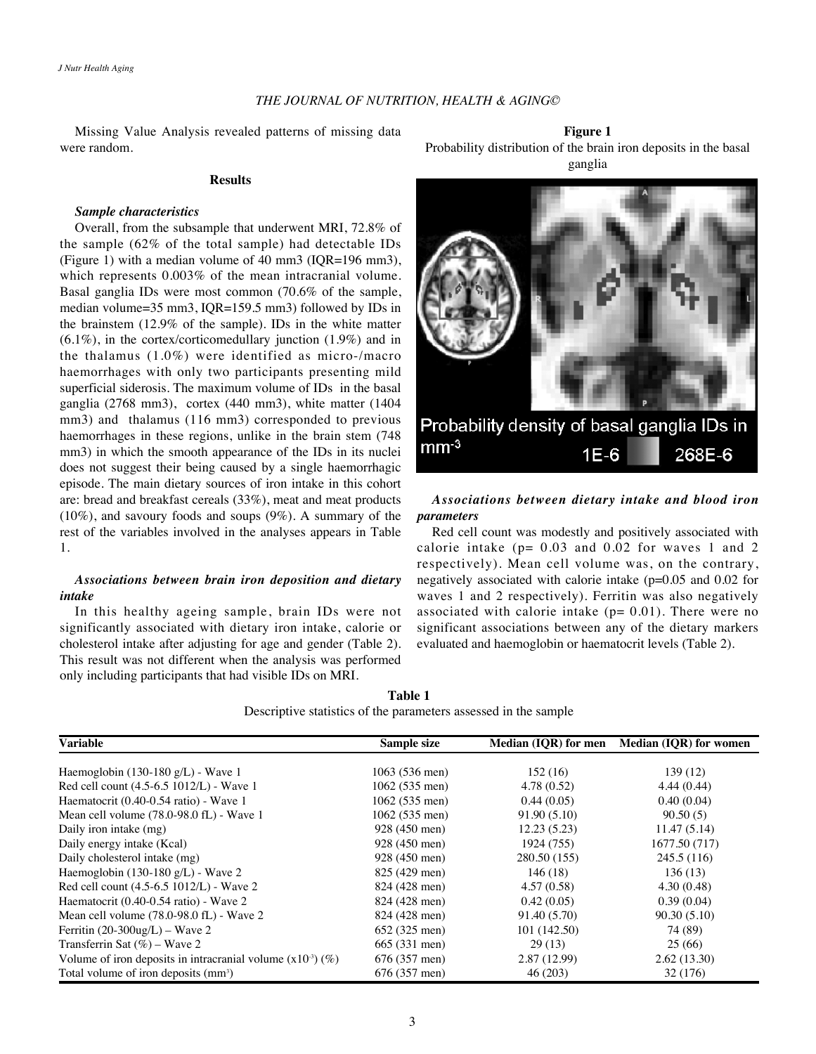Missing Value Analysis revealed patterns of missing data were random.

## Results

### *Sample characteristics*

Overall, from the subsample that underwent MRI, 72.8% of the sample (62% of the total sample) had detectable IDs (Figure 1) with a median volume of 40 mm3 (IQR=196 mm3), which represents 0.003% of the mean intracranial volume. Basal ganglia IDs were most common (70.6% of the sample, median volume=35 mm3, IQR=159.5 mm3) followed by IDs in the brainstem (12.9% of the sample). IDs in the white matter (6.1%), in the cortex/corticomedullary junction (1.9%) and in the thalamus (1.0%) were identified as micro-/macro haemorrhages with only two participants presenting mild superficial siderosis. The maximum volume of IDs in the basal ganglia (2768 mm3), cortex (440 mm3), white matter (1404 mm3) and thalamus (116 mm3) corresponded to previous haemorrhages in these regions, unlike in the brain stem (748 mm3) in which the smooth appearance of the IDs in its nuclei does not suggest their being caused by a single haemorrhagic episode. The main dietary sources of iron intake in this cohort are: bread and breakfast cereals (33%), meat and meat products (10%), and savoury foods and soups (9%). A summary of the rest of the variables involved in the analyses appears in Table 1.

### *Associations between brain iron deposition and dietary intake*

In this healthy ageing sample, brain IDs were not significantly associated with dietary iron intake, calorie or cholesterol intake after adjusting for age and gender (Table 2). This result was not different when the analysis was performed only including participants that had visible IDs on MRI.

**Figure 1**
Probability distribution of the brain iron deposits in the basal ganglia

Probability density of basal ganglia IDs in $mm^{-3}$ 1E-6 268E-6

### *Associations between dietary intake and blood iron parameters*

Red cell count was modestly and positively associated with calorie intake (p= 0.03 and 0.02 for waves 1 and 2 respectively). Mean cell volume was, on the contrary, negatively associated with calorie intake (p=0.05 and 0.02 for waves 1 and 2 respectively). Ferritin was also negatively associated with calorie intake (p= 0.01). There were no significant associations between any of the dietary markers evaluated and haemoglobin or haematocrit levels (Table 2).

**Table 1**
Descriptive statistics of the parameters assessed in the sample

| Variable | Sample size | Median (IQR) for men | Median (IQR) for women |
|---|---|---|---|
| Haemoglobin (130-180 g/L) - Wave 1 | 1063 (536 men) | 152 (16) | 139 (12) |
| Red cell count (4.5-6.5 1012/L) - Wave 1 | 1062 (535 men) | 4.78 (0.52) | 4.44 (0.44) |
| Haematocrit (0.40-0.54 ratio) - Wave 1 | 1062 (535 men) | 0.44 (0.05) | 0.40 (0.04) |
| Mean cell volume (78.0-98.0 fL) - Wave 1 | 1062 (535 men) | 91.90 (5.10) | 90.50 (5) |
| Daily iron intake (mg) | 928 (450 men) | 12.23 (5.23) | 11.47 (5.14) |
| Daily energy intake (Kcal) | 928 (450 men) | 1924 (755) | 1677.50 (717) |
| Daily cholesterol intake (mg) | 928 (450 men) | 280.50 (155) | 245.5 (116) |
| Haemoglobin (130-180 g/L) - Wave 2 | 825 (429 men) | 146 (18) | 136 (13) |
| Red cell count (4.5-6.5 1012/L) - Wave 2 | 824 (428 men) | 4.57 (0.58) | 4.30 (0.48) |
| Haematocrit (0.40-0.54 ratio) - Wave 2 | 824 (428 men) | 0.42 (0.05) | 0.39 (0.04) |
| Mean cell volume (78.0-98.0 fL) - Wave 2 | 824 (428 men) | 91.40 (5.70) | 90.30 (5.10) |
| Ferritin (20-300ug/L) – Wave 2 | 652 (325 men) | 101 (142.50) | 74 (89) |
| Transferrin Sat (%) – Wave 2 | 665 (331 men) | 29 (13) | 25 (66) |
| Volume of iron deposits in intracranial volume ($x10^{-3}$) (%) | 676 (357 men) | 2.87 (12.99) | 2.62 (13.30) |
| Total volume of iron deposits ($mm^3$) | 676 (357 men) | 46 (203) | 32 (176) |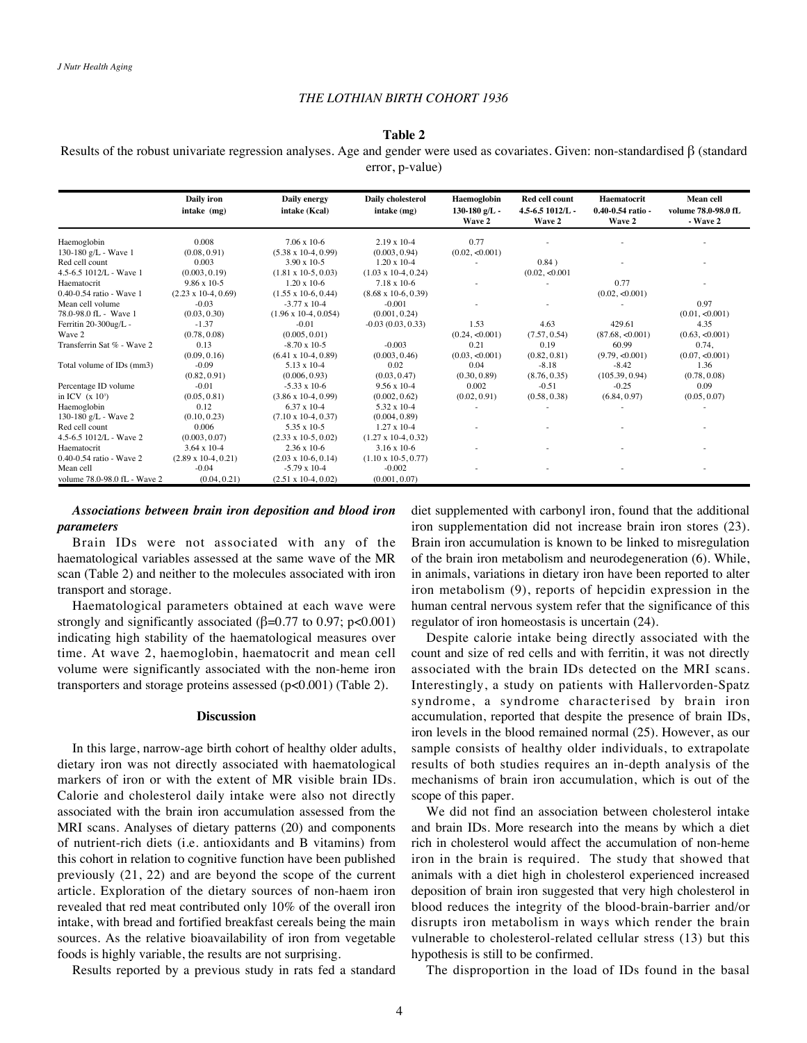**Table 2**

Results of the robust univariate regression analyses. Age and gender were used as covariates. Given: non-standardised β (standard error, p-value)

| | Daily iron intake (mg) | Daily energy intake (Kcal) | Daily cholesterol intake (mg) | Haemoglobin 130-180 g/L - Wave 2 | Red cell count 4.5-6.5 1012/L - Wave 2 | Haematocrit 0.40-0.54 ratio - Wave 2 | Mean cell volume 78.0-98.0 fL - Wave 2 |
|---|---|---|---|---|---|---|---|
| Haemoglobin 130-180 g/L - Wave 1 | 0.008 (0.08, 0.91) | 7.06 x 10-6 (5.38 x 10-4, 0.99) | 2.19 x 10-4 (0.003, 0.94) | 0.77 (0.02, <0.001) | - | - | - |
| Red cell count 4.5-6.5 1012/L - Wave 1 | 0.003 (0.003, 0.19) | 3.90 x 10-5 (1.81 x 10-5, 0.03) | 1.20 x 10-4 (1.03 x 10-4, 0.24) | - | 0.84 ) (0.02, <0.001 | - | - |
| Haematocrit 0.40-0.54 ratio - Wave 1 | 9.86 x 10-5 (2.23 x 10-4, 0.69) | 1.20 x 10-6 (1.55 x 10-6, 0.44) | 7.18 x 10-6 (8.68 x 10-6, 0.39) | - | - | 0.77 (0.02, <0.001) | - |
| Mean cell volume 78.0-98.0 fL - Wave 1 | -0.03 (0.03, 0.30) | -3.77 x 10-4 (1.96 x 10-4, 0.054) | -0.001 (0.001, 0.24) | - | - | - | 0.97 (0.01, <0.001) |
| Ferritin 20-300ug/L - Wave 2 | -1.37 (0.78, 0.08) | -0.01 (0.005, 0.01) | -0.03 (0.03, 0.33) | 1.53 (0.24, <0.001) | 4.63 (7.57, 0.54) | 429.61 (87.68, <0.001) | 4.35 (0.63, <0.001) |
| Transferrin Sat % - Wave 2 | 0.13 (0.09, 0.16) | -8.70 x 10-5 (6.41 x 10-4, 0.89) | -0.003 (0.003, 0.46) | 0.21 (0.03, <0.001) | 0.19 (0.82, 0.81) | 60.99 (9.79, <0.001) | 0.74, (0.07, <0.001) |
| Total volume of IDs (mm3) | -0.09 (0.82, 0.91) | 5.13 x 10-4 (0.006, 0.93) | 0.02 (0.03, 0.47) | 0.04 (0.30, 0.89) | -8.18 (8.76, 0.35) | -8.42 (105.39, 0.94) | 1.36 (0.78, 0.08) |
| Percentage ID volume in ICV (x 10³) | -0.01 (0.05, 0.81) | -5.33 x 10-6 (3.86 x 10-4, 0.99) | 9.56 x 10-4 (0.002, 0.62) | 0.002 (0.02, 0.91) | -0.51 (0.58, 0.38) | -0.25 (6.84, 0.97) | 0.09 (0.05, 0.07) |
| Haemoglobin 130-180 g/L - Wave 2 | 0.12 (0.10, 0.23) | 6.37 x 10-4 (7.10 x 10-4, 0.37) | 5.32 x 10-4 (0.004, 0.89) | - | - | - | - |
| Red cell count 4.5-6.5 1012/L - Wave 2 | 0.006 (0.003, 0.07) | 5.35 x 10-5 (2.33 x 10-5, 0.02) | 1.27 x 10-4 (1.27 x 10-4, 0.32) | - | - | - | - |
| Haematocrit 0.40-0.54 ratio - Wave 2 | 3.64 x 10-4 (2.89 x 10-4, 0.21) | 2.36 x 10-6 (2.03 x 10-6, 0.14) | 3.16 x 10-6 (1.10 x 10-5, 0.77) | - | - | - | - |
| Mean cell volume 78.0-98.0 fL - Wave 2 | -0.04 (0.04, 0.21) | -5.79 x 10-4 (2.51 x 10-4, 0.02) | -0.002 (0.001, 0.07) | - | - | - | - |

***Associations between brain iron deposition and blood iron parameters***

Brain IDs were not associated with any of the haematological variables assessed at the same wave of the MR scan (Table 2) and neither to the molecules associated with iron transport and storage.

Haematological parameters obtained at each wave were strongly and significantly associated (β=0.77 to 0.97; $p<0.001$) indicating high stability of the haematological measures over time. At wave 2, haemoglobin, haematocrit and mean cell volume were significantly associated with the non-heme iron transporters and storage proteins assessed ($p<0.001$) (Table 2).

## Discussion

In this large, narrow-age birth cohort of healthy older adults, dietary iron was not directly associated with haematological markers of iron or with the extent of MR visible brain IDs. Calorie and cholesterol daily intake were also not directly associated with the brain iron accumulation assessed from the MRI scans. Analyses of dietary patterns (20) and components of nutrient-rich diets (i.e. antioxidants and B vitamins) from this cohort in relation to cognitive function have been published previously (21, 22) and are beyond the scope of the current article. Exploration of the dietary sources of non-haem iron revealed that red meat contributed only 10% of the overall iron intake, with bread and fortified breakfast cereals being the main sources. As the relative bioavailability of iron from vegetable foods is highly variable, the results are not surprising.

Results reported by a previous study in rats fed a standard diet supplemented with carbonyl iron, found that the additional iron supplementation did not increase brain iron stores (23). Brain iron accumulation is known to be linked to misregulation of the brain iron metabolism and neurodegeneration (6). While, in animals, variations in dietary iron have been reported to alter iron metabolism (9), reports of hepcidin expression in the human central nervous system refer that the significance of this regulator of iron homeostasis is uncertain (24).

Despite calorie intake being directly associated with the count and size of red cells and with ferritin, it was not directly associated with the brain IDs detected on the MRI scans. Interestingly, a study on patients with Hallervorden-Spatz syndrome, a syndrome characterised by brain iron accumulation, reported that despite the presence of brain IDs, iron levels in the blood remained normal (25). However, as our sample consists of healthy older individuals, to extrapolate results of both studies requires an in-depth analysis of the mechanisms of brain iron accumulation, which is out of the scope of this paper.

We did not find an association between cholesterol intake and brain IDs. More research into the means by which a diet rich in cholesterol would affect the accumulation of non-heme iron in the brain is required. The study that showed that animals with a diet high in cholesterol experienced increased deposition of brain iron suggested that very high cholesterol in blood reduces the integrity of the blood-brain-barrier and/or disrupts iron metabolism in ways which render the brain vulnerable to cholesterol-related cellular stress (13) but this hypothesis is still to be confirmed.

The disproportion in the load of IDs found in the basal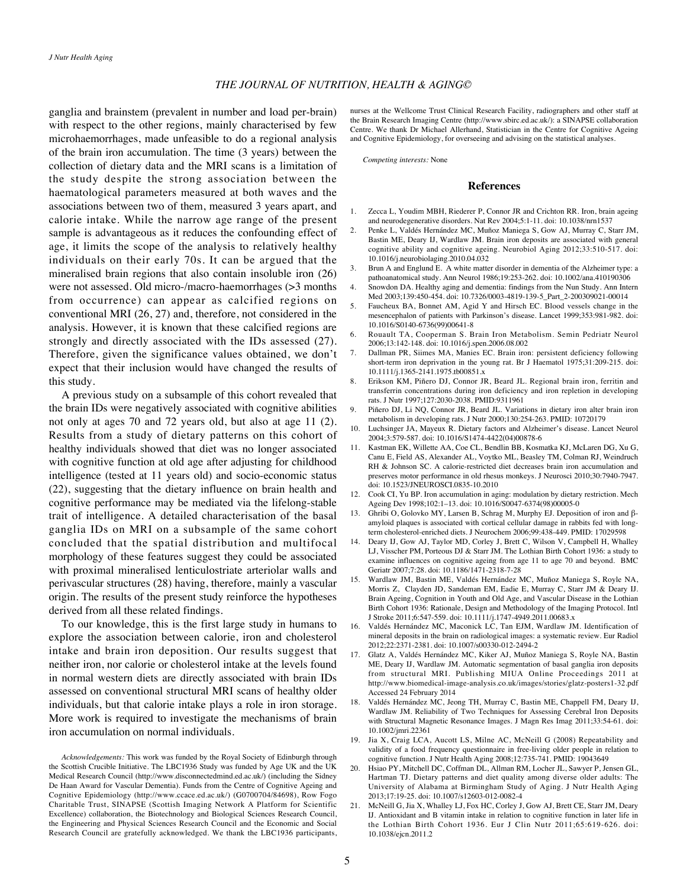ganglia and brainstem (prevalent in number and load per-brain) with respect to the other regions, mainly characterised by few microhaemorrhages, made unfeasible to do a regional analysis of the brain iron accumulation. The time (3 years) between the collection of dietary data and the MRI scans is a limitation of the study despite the strong association between the haematological parameters measured at both waves and the associations between two of them, measured 3 years apart, and calorie intake. While the narrow age range of the present sample is advantageous as it reduces the confounding effect of age, it limits the scope of the analysis to relatively healthy individuals on their early 70s. It can be argued that the mineralised brain regions that also contain insoluble iron (26) were not assessed. Old micro-/macro-haemorrhages (>3 months from occurrence) can appear as calcified regions on conventional MRI (26, 27) and, therefore, not considered in the analysis. However, it is known that these calcified regions are strongly and directly associated with the IDs assessed (27). Therefore, given the significance values obtained, we don't expect that their inclusion would have changed the results of this study.

A previous study on a subsample of this cohort revealed that the brain IDs were negatively associated with cognitive abilities not only at ages 70 and 72 years old, but also at age 11 (2). Results from a study of dietary patterns on this cohort of healthy individuals showed that diet was no longer associated with cognitive function at old age after adjusting for childhood intelligence (tested at 11 years old) and socio-economic status (22), suggesting that the dietary influence on brain health and cognitive performance may be mediated via the lifelong-stable trait of intelligence. A detailed characterisation of the basal ganglia IDs on MRI on a subsample of the same cohort concluded that the spatial distribution and multifocal morphology of these features suggest they could be associated with proximal mineralised lenticulostriate arteriolar walls and perivascular structures (28) having, therefore, mainly a vascular origin. The results of the present study reinforce the hypotheses derived from all these related findings.

To our knowledge, this is the first large study in humans to explore the association between calorie, iron and cholesterol intake and brain iron deposition. Our results suggest that neither iron, nor calorie or cholesterol intake at the levels found in normal western diets are directly associated with brain IDs assessed on conventional structural MRI scans of healthy older individuals, but that calorie intake plays a role in iron storage. More work is required to investigate the mechanisms of brain iron accumulation on normal individuals.

*Acknowledgements:* This work was funded by the Royal Society of Edinburgh through the Scottish Crucible Initiative. The LBC1936 Study was funded by Age UK and the UK Medical Research Council (http://www.disconnectedmind.ed.ac.uk/) (including the Sidney De Haan Award for Vascular Dementia). Funds from the Centre of Cognitive Ageing and Cognitive Epidemiology (http://www.ccace.ed.ac.uk/) (G0700704/84698), Row Fogo Charitable Trust, SINAPSE (Scottish Imaging Network A Platform for Scientific Excellence) collaboration, the Biotechnology and Biological Sciences Research Council, the Engineering and Physical Sciences Research Council and the Economic and Social Research Council are gratefully acknowledged. We thank the LBC1936 participants, nurses at the Wellcome Trust Clinical Research Facility, radiographers and other staff at the Brain Research Imaging Centre (http://www.sbirc.ed.ac.uk/): a SINAPSE collaboration Centre. We thank Dr Michael Allerhand, Statistician in the Centre for Cognitive Ageing and Cognitive Epidemiology, for overseeing and advising on the statistical analyses.

*Competing interests:* None

## References

1. Zecca L, Youdim MBH, Riederer P, Connor JR and Crichton RR. Iron, brain ageing and neurodegenerative disorders. Nat Rev 2004;5:1-11. doi: 10.1038/nrn1537
2. Penke L, Valdés Hernández MC, Muñoz Maniega S, Gow AJ, Murray C, Starr JM, Bastin ME, Deary IJ, Wardlaw JM. Brain iron deposits are associated with general cognitive ability and cognitive ageing. Neurobiol Aging 2012;33:510-517. doi: 10.1016/j.neurobiolaging.2010.04.032
3. Brun A and Englund E. A white matter disorder in dementia of the Alzheimer type: a pathoanatomical study. Ann Neurol 1986;19:253-262. doi: 10.1002/ana.410190306
4. Snowdon DA. Healthy aging and dementia: findings from the Nun Study. Ann Intern Med 2003;139:450-454. doi: 10.7326/0003-4819-139-5_Part_2-200309021-00014
5. Faucheux BA, Bonnet AM, Agid Y and Hirsch EC. Blood vessels change in the mesencephalon of patients with Parkinson's disease. Lancet 1999;353:981-982. doi: 10.1016/S0140-6736(99)00641-8
6. Rouault TA, Cooperman S. Brain Iron Metabolism. Semin Pedriatr Neurol 2006;13:142-148. doi: 10.1016/j.spen.2006.08.002
7. Dallman PR, Siimes MA, Manies EC. Brain iron: persistent deficiency following short-term iron deprivation in the young rat. Br J Haematol 1975;31:209-215. doi: 10.1111/j.1365-2141.1975.tb00851.x
8. Erikson KM, Piñero DJ, Connor JR, Beard JL. Regional brain iron, ferritin and transferrin concentrations during iron deficiency and iron repletion in developing rats. J Nutr 1997;127:2030-2038. PMID:9311961
9. Piñero DJ, Li NQ, Connor JR, Beard JL. Variations in dietary iron alter brain iron metabolism in developing rats. J Nutr 2000;130:254-263. PMID: 10720179
10. Luchsinger JA, Mayeux R. Dietary factors and Alzheimer's disease. Lancet Neurol 2004;3:579-587. doi: 10.1016/S1474-4422(04)00878-6
11. Kastman EK, Willette AA, Coe CL, Bendlin BB, Kosmatka KJ, McLaren DG, Xu G, Canu E, Field AS, Alexander AL, Voytko ML, Beasley TM, Colman RJ, Weindruch RH & Johnson SC. A calorie-restricted diet decreases brain iron accumulation and preserves motor performance in old rhesus monkeys. J Neurosci 2010;30:7940-7947. doi: 10.1523/JNEUROSCI.0835-10.2010
12. Cook CI, Yu BP. Iron accumulation in aging: modulation by dietary restriction. Mech Ageing Dev 1998;102:1–13. doi: 10.1016/S0047-6374(98)00005-0
13. Ghribi O, Golovko MY, Larsen B, Schrag M, Murphy EJ. Deposition of iron and β-amyloid plaques is associated with cortical cellular damage in rabbits fed with long-term cholesterol-enriched diets. J Neurochem 2006;99:438-449. PMID: 17029598
14. Deary IJ, Gow AJ, Taylor MD, Corley J, Brett C, Wilson V, Campbell H, Whalley LJ, Visscher PM, Porteous DJ & Starr JM. The Lothian Birth Cohort 1936: a study to examine influences on cognitive ageing from age 11 to age 70 and beyond. BMC Geriatr 2007;7:28. doi: 10.1186/1471-2318-7-28
15. Wardlaw JM, Bastin ME, Valdés Hernández MC, Muñoz Maniega S, Royle NA, Morris Z, Clayden JD, Sandeman EM, Eadie E, Murray C, Starr JM & Deary IJ. Brain Ageing, Cognition in Youth and Old Age, and Vascular Disease in the Lothian Birth Cohort 1936: Rationale, Design and Methodology of the Imaging Protocol. Intl J Stroke 2011;6:547-559. doi: 10.1111/j.1747-4949.2011.00683.x
16. Valdés Hernández MC, Maconick LC, Tan EJM, Wardlaw JM. Identification of mineral deposits in the brain on radiological images: a systematic review. Eur Radiol 2012;22:2371-2381. doi: 10.1007/s00330-012-2494-2
17. Glatz A, Valdés Hernández MC, Kiker AJ, Muñoz Maniega S, Royle NA, Bastin ME, Deary IJ, Wardlaw JM. Automatic segmentation of basal ganglia iron deposits from structural MRI. Publishing MIUA Online Proceedings 2011 at http://www.biomedical-image-analysis.co.uk/images/stories/glatz-posters1-32.pdf Accessed 24 February 2014
18. Valdés Hernández MC, Jeong TH, Murray C, Bastin ME, Chappell FM, Deary IJ, Wardlaw JM. Reliability of Two Techniques for Assessing Cerebral Iron Deposits with Structural Magnetic Resonance Images. J Magn Res Imag 2011;33:54-61. doi: 10.1002/jmri.22361
19. Jia X, Craig LCA, Aucott LS, Milne AC, McNeill G (2008) Repeatability and validity of a food frequency questionnaire in free-living older people in relation to cognitive function. J Nutr Health Aging 2008;12:735-741. PMID: 19043649
20. Hsiao PY, Mitchell DC, Coffman DL, Allman RM, Locher JL, Sawyer P, Jensen GL, Hartman TJ. Dietary patterns and diet quality among diverse older adults: The University of Alabama at Birmingham Study of Aging. J Nutr Health Aging 2013;17:19-25. doi: 10.1007/s12603-012-0082-4
21. McNeill G, Jia X, Whalley LJ, Fox HC, Corley J, Gow AJ, Brett CE, Starr JM, Deary IJ. Antioxidant and B vitamin intake in relation to cognitive function in later life in the Lothian Birth Cohort 1936. Eur J Clin Nutr 2011;65:619-626. doi: 10.1038/ejcn.2011.2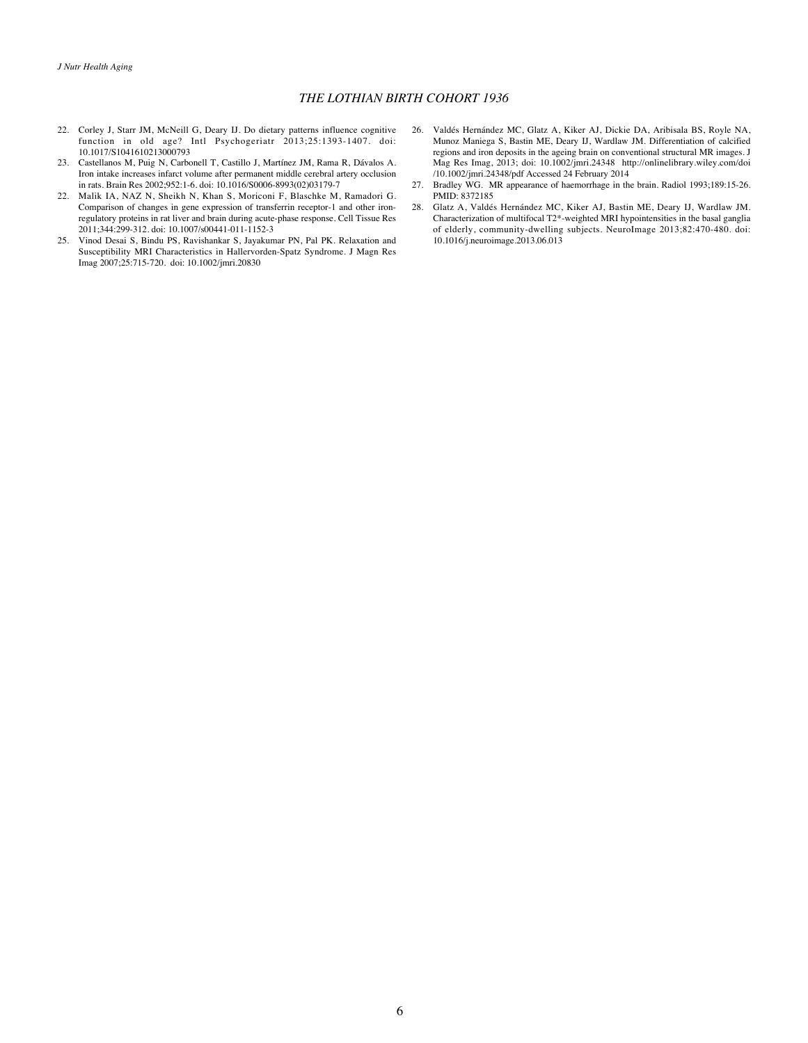22. Corley J, Starr JM, McNeill G, Deary IJ. Do dietary patterns influence cognitive function in old age? Intl Psychogeriatr 2013;25:1393-1407. doi: 10.1017/S1041610213000793
23. Castellanos M, Puig N, Carbonell T, Castillo J, Martínez JM, Rama R, Dávalos A. Iron intake increases infarct volume after permanent middle cerebral artery occlusion in rats. Brain Res 2002;952:1-6. doi: 10.1016/S0006-8993(02)03179-7
22. Malik IA, NAZ N, Sheikh N, Khan S, Moriconi F, Blaschke M, Ramadori G. Comparison of changes in gene expression of transferrin receptor-1 and other iron-regulatory proteins in rat liver and brain during acute-phase response. Cell Tissue Res 2011;344:299-312. doi: 10.1007/s00441-011-1152-3
25. Vinod Desai S, Bindu PS, Ravishankar S, Jayakumar PN, Pal PK. Relaxation and Susceptibility MRI Characteristics in Hallervorden-Spatz Syndrome. J Magn Res Imag 2007;25:715-720. doi: 10.1002/jmri.20830
26. Valdés Hernández MC, Glatz A, Kiker AJ, Dickie DA, Aribisala BS, Royle NA, Munoz Maniega S, Bastin ME, Deary IJ, Wardlaw JM. Differentiation of calcified regions and iron deposits in the ageing brain on conventional structural MR images. J Mag Res Imag, 2013; doi: 10.1002/jmri.24348 http://onlinelibrary.wiley.com/doi/10.1002/jmri.24348/pdf Accessed 24 February 2014
27. Bradley WG. MR appearance of haemorrhage in the brain. Radiol 1993;189:15-26. PMID: 8372185
28. Glatz A, Valdés Hernández MC, Kiker AJ, Bastin ME, Deary IJ, Wardlaw JM. Characterization of multifocal T2*-weighted MRI hypointensities in the basal ganglia of elderly, community-dwelling subjects. NeuroImage 2013;82:470-480. doi: 10.1016/j.neuroimage.2013.06.013